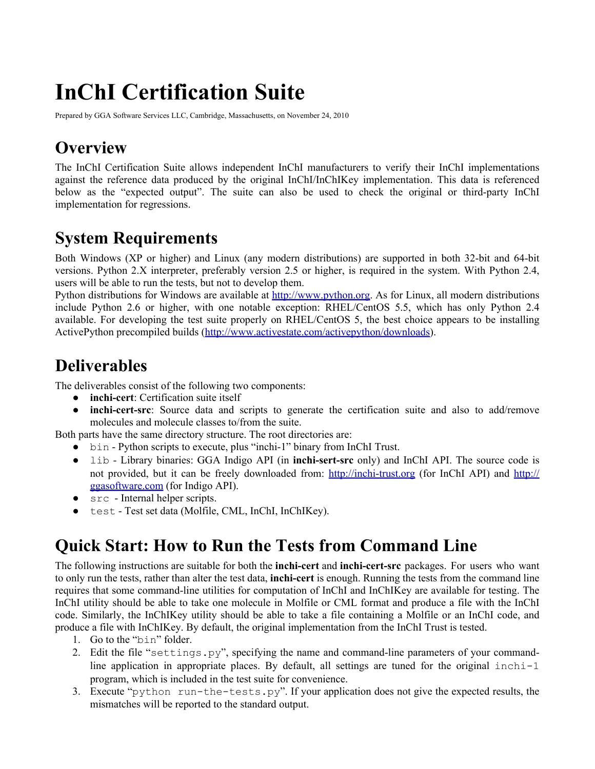# InChI Certification Suite

Prepared by GGA Software Services LLC, Cambridge, Massachusetts, on November 24, 2010

## Overview

The InChI Certification Suite allows independent InChI manufacturers to verify their InChI implementations against the reference data produced by the original InChI/InChIKey implementation. This data is referenced below as the "expected output". The suite can also be used to check the original or third-party InChI implementation for regressions.

## System Requirements

Both Windows (XP or higher) and Linux (any modern distributions) are supported in both 32-bit and 64-bit versions. Python 2.X interpreter, preferably version 2.5 or higher, is required in the system. With Python 2.4, users will be able to run the tests, but not to develop them.

Python distributions for Windows are available at http://www.python.org. As for Linux, all modern distributions include Python 2.6 or higher, with one notable exception: RHEL/CentOS 5.5, which has only Python 2.4 available. For developing the test suite properly on RHEL/CentOS 5, the best choice appears to be installing ActivePython precompiled builds (http://www.activestate.com/activepython/downloads).

## Deliverables

The deliverables consist of the following two components:

- **inchi-cert**: Certification suite itself
- **inchi-cert-src**: Source data and scripts to generate the certification suite and also to add/remove molecules and molecule classes to/from the suite.

Both parts have the same directory structure. The root directories are:

- `bin` - Python scripts to execute, plus "inchi-1" binary from InChI Trust.
- `lib` - Library binaries: GGA Indigo API (in **inchi-sert-src** only) and InChI API. The source code is not provided, but it can be freely downloaded from: http://inchi-trust.org (for InChI API) and http://ggasoftware.com (for Indigo API).
- `src` - Internal helper scripts.
- `test` - Test set data (Molfile, CML, InChI, InChIKey).

## Quick Start: How to Run the Tests from Command Line

The following instructions are suitable for both the **inchi-cert** and **inchi-cert-src** packages. For users who want to only run the tests, rather than alter the test data, **inchi-cert** is enough. Running the tests from the command line requires that some command-line utilities for computation of InChI and InChIKey are available for testing. The InChI utility should be able to take one molecule in Molfile or CML format and produce a file with the InChI code. Similarly, the InChIKey utility should be able to take a file containing a Molfile or an InChI code, and produce a file with InChIKey. By default, the original implementation from the InChI Trust is tested.

1. Go to the "`bin`" folder.
2. Edit the file "`settings.py`", specifying the name and command-line parameters of your command-line application in appropriate places. By default, all settings are tuned for the original `inchi-1` program, which is included in the test suite for convenience.
3. Execute "`python run-the-tests.py`". If your application does not give the expected results, the mismatches will be reported to the standard output.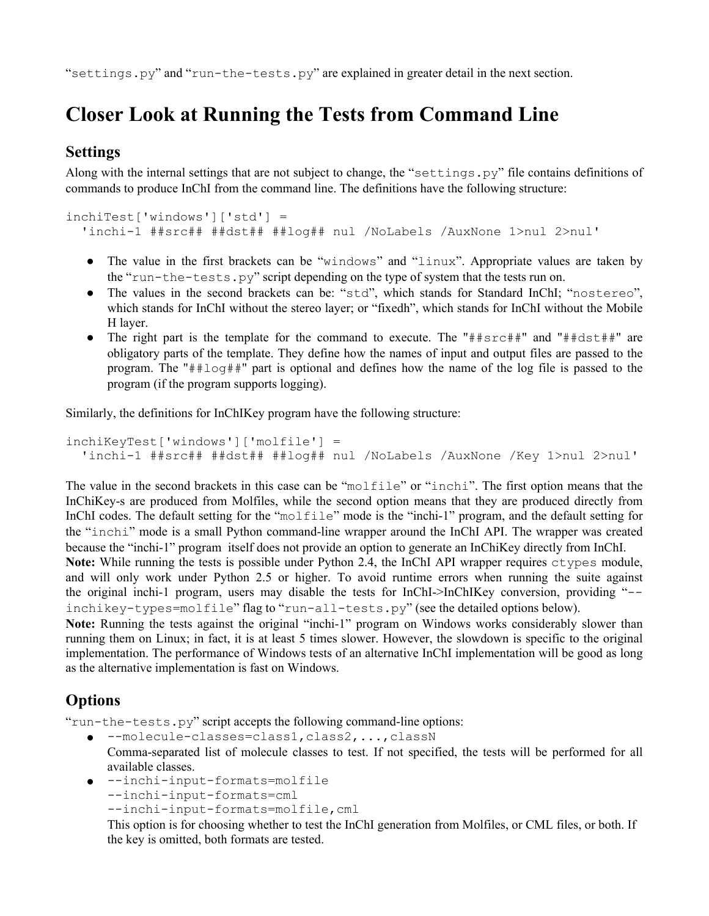"`settings.py`" and "`run-the-tests.py`" are explained in greater detail in the next section.

# Closer Look at Running the Tests from Command Line

## Settings

Along with the internal settings that are not subject to change, the "`settings.py`" file contains definitions of commands to produce InChI from the command line. The definitions have the following structure:

```
inchiTest['windows']['std'] =
  'inchi-1 ##src## ##dst## ##log## nul /NoLabels /AuxNone 1>nul 2>nul'
```

- The value in the first brackets can be "`windows`" and "`linux`". Appropriate values are taken by the "`run-the-tests.py`" script depending on the type of system that the tests run on.
- The values in the second brackets can be: "`std`", which stands for Standard InChI; "`nostereo`", which stands for InChI without the stereo layer; or "fixedh", which stands for InChI without the Mobile H layer.
- The right part is the template for the command to execute. The "`##src##`" and "`##dst##`" are obligatory parts of the template. They define how the names of input and output files are passed to the program. The "`##log##`" part is optional and defines how the name of the log file is passed to the program (if the program supports logging).

Similarly, the definitions for InChIKey program have the following structure:

```
inchiKeyTest['windows']['molfile'] =
  'inchi-1 ##src## ##dst## ##log## nul /NoLabels /AuxNone /Key 1>nul 2>nul'
```

The value in the second brackets in this case can be "`molfile`" or "`inchi`". The first option means that the InChIKey-s are produced from Molfiles, while the second option means that they are produced directly from InChI codes. The default setting for the "`molfile`" mode is the "inchi-1" program, and the default setting for the "`inchi`" mode is a small Python command-line wrapper around the InChI API. The wrapper was created because the "inchi-1" program itself does not provide an option to generate an InChiKey directly from InChI.

**Note:** While running the tests is possible under Python 2.4, the InChI API wrapper requires `ctypes` module, and will only work under Python 2.5 or higher. To avoid runtime errors when running the suite against the original inchi-1 program, users may disable the tests for InChI->InChIKey conversion, providing "`--inchikey-types=molfile`" flag to "`run-all-tests.py`" (see the detailed options below).

**Note:** Running the tests against the original "inchi-1" program on Windows works considerably slower than running them on Linux; in fact, it is at least 5 times slower. However, the slowdown is specific to the original implementation. The performance of Windows tests of an alternative InChI implementation will be good as long as the alternative implementation is fast on Windows.

## Options

"`run-the-tests.py`" script accepts the following command-line options:

- `--molecule-classes=class1,class2,...,classN`
  Comma-separated list of molecule classes to test. If not specified, the tests will be performed for all available classes.
- `--inchi-input-formats=molfile`
  `--inchi-input-formats=cml`
  `--inchi-input-formats=molfile,cml`
  This option is for choosing whether to test the InChI generation from Molfiles, or CML files, or both. If the key is omitted, both formats are tested.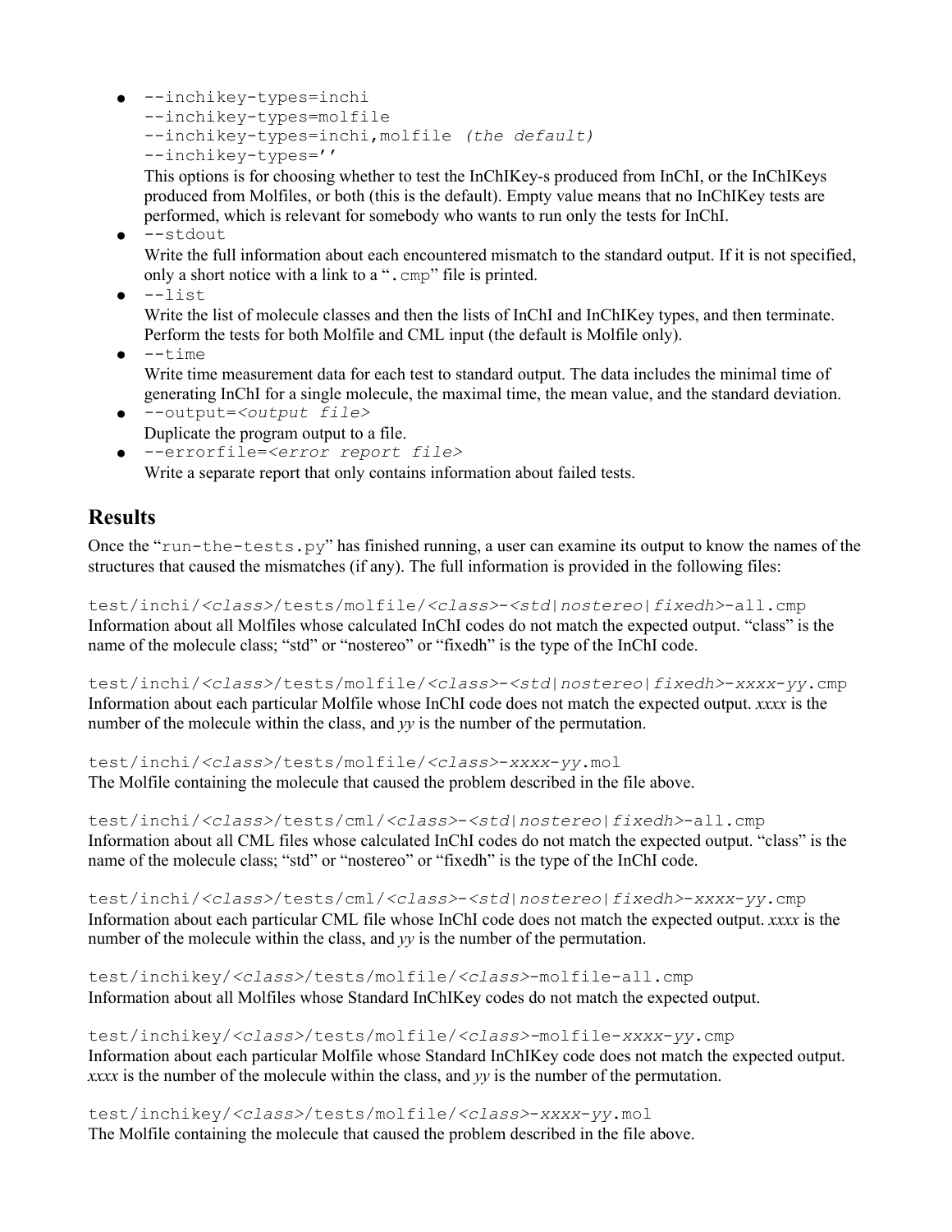- `--inchikey-types=inchi`
  `--inchikey-types=molfile`
  `--inchikey-types=inchi,molfile` *(the default)*
  `--inchikey-types=''`
  This options is for choosing whether to test the InChIKey-s produced from InChI, or the InChIKeys produced from Molfiles, or both (this is the default). Empty value means that no InChIKey tests are performed, which is relevant for somebody who wants to run only the tests for InChI.
- `--stdout`
  Write the full information about each encountered mismatch to the standard output. If it is not specified, only a short notice with a link to a "`.cmp`" file is printed.
- `--list`
  Write the list of molecule classes and then the lists of InChI and InChIKey types, and then terminate. Perform the tests for both Molfile and CML input (the default is Molfile only).
- `--time`
  Write time measurement data for each test to standard output. The data includes the minimal time of generating InChI for a single molecule, the maximal time, the mean value, and the standard deviation.
- `--output=`*`<output file>`*
  Duplicate the program output to a file.
- `--errorfile=`*`<error report file>`*
  Write a separate report that only contains information about failed tests.

## Results

Once the "`run-the-tests.py`" has finished running, a user can examine its output to know the names of the structures that caused the mismatches (if any). The full information is provided in the following files:

`test/inchi/`*`<class>`*`/tests/molfile/`*`<class>`*`-`*`<std|nostereo|fixedh>`*`-all.cmp`
Information about all Molfiles whose calculated InChI codes do not match the expected output. "class" is the name of the molecule class; "std" or "nostereo" or "fixedh" is the type of the InChI code.

`test/inchi/`*`<class>`*`/tests/molfile/`*`<class>`*`-`*`<std|nostereo|fixedh>`*`-`*`xxxx`*`-`*`yy`*`.cmp`
Information about each particular Molfile whose InChI code does not match the expected output. *xxxx* is the number of the molecule within the class, and *yy* is the number of the permutation.

`test/inchi/`*`<class>`*`/tests/molfile/`*`<class>`*`-`*`xxxx`*`-`*`yy`*`.mol`
The Molfile containing the molecule that caused the problem described in the file above.

`test/inchi/`*`<class>`*`/tests/cml/`*`<class>`*`-`*`<std|nostereo|fixedh>`*`-all.cmp`
Information about all CML files whose calculated InChI codes do not match the expected output. "class" is the name of the molecule class; "std" or "nostereo" or "fixedh" is the type of the InChI code.

`test/inchi/`*`<class>`*`/tests/cml/`*`<class>`*`-`*`<std|nostereo|fixedh>`*`-`*`xxxx`*`-`*`yy`*`.cmp`
Information about each particular CML file whose InChI code does not match the expected output. *xxxx* is the number of the molecule within the class, and *yy* is the number of the permutation.

`test/inchikey/`*`<class>`*`/tests/molfile/`*`<class>`*`-molfile-all.cmp`
Information about all Molfiles whose Standard InChIKey codes do not match the expected output.

`test/inchikey/`*`<class>`*`/tests/molfile/`*`<class>`*`-molfile-`*`xxxx`*`-`*`yy`*`.cmp`
Information about each particular Molfile whose Standard InChIKey code does not match the expected output. *xxxx* is the number of the molecule within the class, and *yy* is the number of the permutation.

`test/inchikey/`*`<class>`*`/tests/molfile/`*`<class>`*`-`*`xxxx`*`-`*`yy`*`.mol`
The Molfile containing the molecule that caused the problem described in the file above.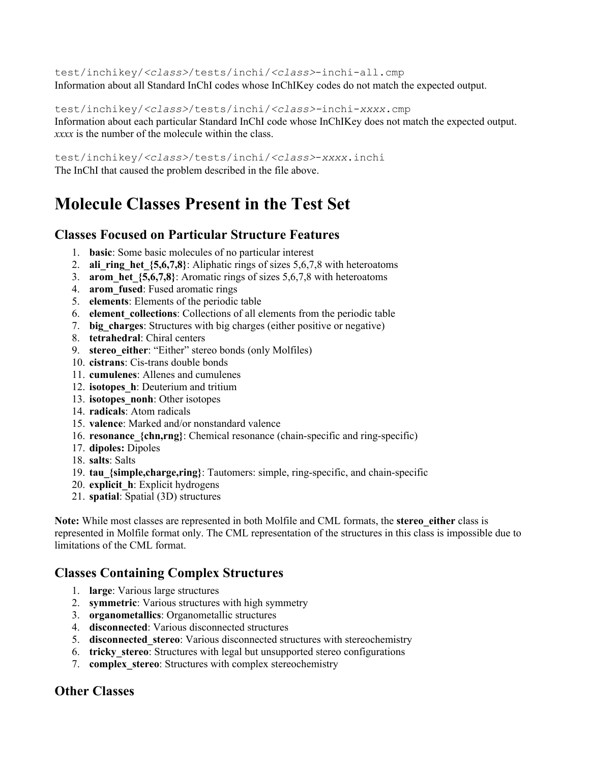`test/inchikey/<class>/tests/inchi/<class>-inchi-all.cmp`
Information about all Standard InChI codes whose InChIKey codes do not match the expected output.

`test/inchikey/<class>/tests/inchi/<class>-inchi-xxxx.cmp`
Information about each particular Standard InChI code whose InChIKey does not match the expected output. *xxxx* is the number of the molecule within the class.

`test/inchikey/<class>/tests/inchi/<class>-xxxx.inchi`
The InChI that caused the problem described in the file above.

# Molecule Classes Present in the Test Set

## Classes Focused on Particular Structure Features

1. **basic**: Some basic molecules of no particular interest
2. **ali_ring_het_{5,6,7,8}**: Aliphatic rings of sizes 5,6,7,8 with heteroatoms
3. **arom_het_{5,6,7,8}**: Aromatic rings of sizes 5,6,7,8 with heteroatoms
4. **arom_fused**: Fused aromatic rings
5. **elements**: Elements of the periodic table
6. **element_collections**: Collections of all elements from the periodic table
7. **big_charges**: Structures with big charges (either positive or negative)
8. **tetrahedral**: Chiral centers
9. **stereo_either**: “Either” stereo bonds (only Molfiles)
10. **cistrans**: Cis-trans double bonds
11. **cumulenes**: Allenes and cumulenes
12. **isotopes_h**: Deuterium and tritium
13. **isotopes_nonh**: Other isotopes
14. **radicals**: Atom radicals
15. **valence**: Marked and/or nonstandard valence
16. **resonance_{chn,rng}**: Chemical resonance (chain-specific and ring-specific)
17. **dipoles:** Dipoles
18. **salts**: Salts
19. **tau_{simple,charge,ring}**: Tautomers: simple, ring-specific, and chain-specific
20. **explicit_h**: Explicit hydrogens
21. **spatial**: Spatial (3D) structures

**Note:** While most classes are represented in both Molfile and CML formats, the **stereo_either** class is represented in Molfile format only. The CML representation of the structures in this class is impossible due to limitations of the CML format.

## Classes Containing Complex Structures

1. **large**: Various large structures
2. **symmetric**: Various structures with high symmetry
3. **organometallics**: Organometallic structures
4. **disconnected**: Various disconnected structures
5. **disconnected_stereo**: Various disconnected structures with stereochemistry
6. **tricky_stereo**: Structures with legal but unsupported stereo configurations
7. **complex_stereo**: Structures with complex stereochemistry

## Other Classes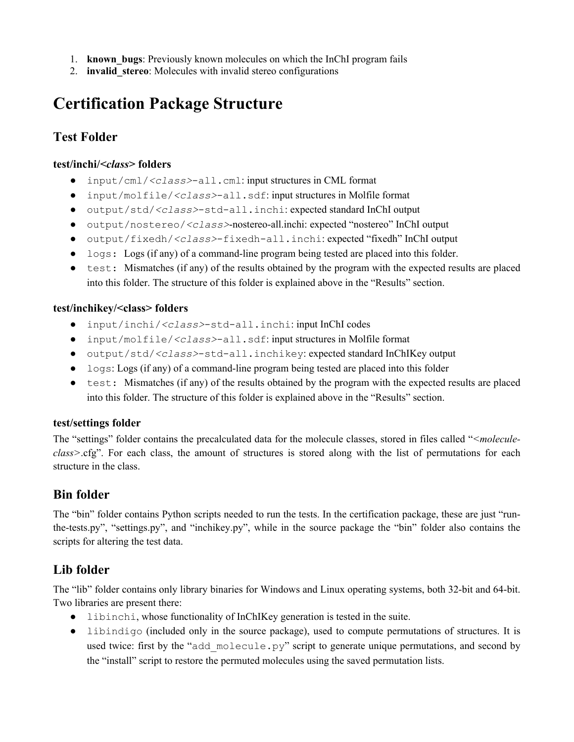1. **known_bugs**: Previously known molecules on which the InChI program fails
2. **invalid_stereo**: Molecules with invalid stereo configurations

# Certification Package Structure

## Test Folder

### test/inchi/<*class*> folders

- `input/cml/<class>-all.cml`: input structures in CML format
- `input/molfile/<class>-all.sdf`: input structures in Molfile format
- `output/std/<class>-std-all.inchi`: expected standard InChI output
- `output/nostereo/<class>`-nostereo-all.inchi: expected "nostereo" InChI output
- `output/fixedh/<class>-fixedh-all.inchi`: expected "fixedh" InChI output
- `logs`: Logs (if any) of a command-line program being tested are placed into this folder.
- `test`: Mismatches (if any) of the results obtained by the program with the expected results are placed into this folder. The structure of this folder is explained above in the "Results" section.

### test/inchikey/<class> folders

- `input/inchi/<class>-std-all.inchi`: input InChI codes
- `input/molfile/<class>-all.sdf`: input structures in Molfile format
- `output/std/<class>-std-all.inchikey`: expected standard InChIKey output
- `logs`: Logs (if any) of a command-line program being tested are placed into this folder
- `test`: Mismatches (if any) of the results obtained by the program with the expected results are placed into this folder. The structure of this folder is explained above in the "Results" section.

### test/settings folder

The "settings" folder contains the precalculated data for the molecule classes, stored in files called "<*molecule-class*>.cfg". For each class, the amount of structures is stored along with the list of permutations for each structure in the class.

## Bin folder

The "bin" folder contains Python scripts needed to run the tests. In the certification package, these are just "run-the-tests.py", "settings.py", and "inchikey.py", while in the source package the "bin" folder also contains the scripts for altering the test data.

## Lib folder

The "lib" folder contains only library binaries for Windows and Linux operating systems, both 32-bit and 64-bit. Two libraries are present there:

- `libinchi`, whose functionality of InChIKey generation is tested in the suite.
- `libindigo` (included only in the source package), used to compute permutations of structures. It is used twice: first by the "`add_molecule.py`" script to generate unique permutations, and second by the "install" script to restore the permuted molecules using the saved permutation lists.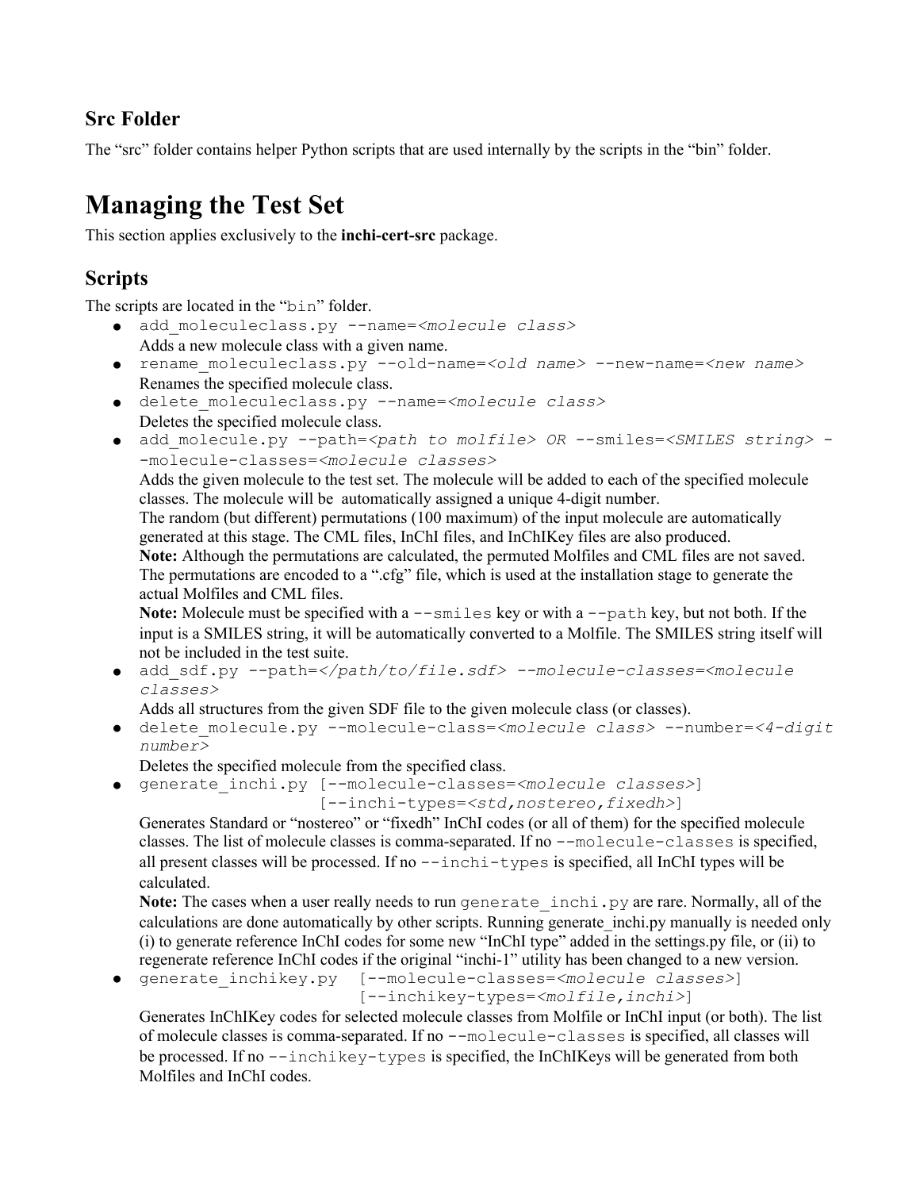### Src Folder

The "src" folder contains helper Python scripts that are used internally by the scripts in the "bin" folder.

# Managing the Test Set

This section applies exclusively to the **inchi-cert-src** package.

## Scripts

The scripts are located in the "`bin`" folder.

- `add_moleculeclass.py --name=<molecule class>`
  Adds a new molecule class with a given name.
- `rename_moleculeclass.py --old-name=<old name> --new-name=<new name>`
  Renames the specified molecule class.
- `delete_moleculeclass.py --name=<molecule class>`
  Deletes the specified molecule class.
- `add_molecule.py --path=<path to molfile> OR --smiles=<SMILES string> --molecule-classes=<molecule classes>`
  Adds the given molecule to the test set. The molecule will be added to each of the specified molecule classes. The molecule will be automatically assigned a unique 4-digit number.
  The random (but different) permutations (100 maximum) of the input molecule are automatically generated at this stage. The CML files, InChI files, and InChIKey files are also produced.
  **Note:** Although the permutations are calculated, the permuted Molfiles and CML files are not saved. The permutations are encoded to a ".cfg" file, which is used at the installation stage to generate the actual Molfiles and CML files.
  **Note:** Molecule must be specified with a `--smiles` key or with a `--path` key, but not both. If the input is a SMILES string, it will be automatically converted to a Molfile. The SMILES string itself will not be included in the test suite.
- `add_sdf.py --path=</path/to/file.sdf> --molecule-classes=<molecule classes>`
  Adds all structures from the given SDF file to the given molecule class (or classes).
- `delete_molecule.py --molecule-class=<molecule class> --number=<4-digit number>`
  Deletes the specified molecule from the specified class.
- `generate_inchi.py [--molecule-classes=<molecule classes>] [--inchi-types=<std,nostereo,fixedh>]`
  Generates Standard or "nostereo" or "fixedh" InChI codes (or all of them) for the specified molecule classes. The list of molecule classes is comma-separated. If no `--molecule-classes` is specified, all present classes will be processed. If no `--inchi-types` is specified, all InChI types will be calculated.
  **Note:** The cases when a user really needs to run `generate_inchi.py` are rare. Normally, all of the calculations are done automatically by other scripts. Running generate_inchi.py manually is needed only (i) to generate reference InChI codes for some new "InChI type" added in the settings.py file, or (ii) to regenerate reference InChI codes if the original "inchi-1" utility has been changed to a new version.
- `generate_inchikey.py [--molecule-classes=<molecule classes>] [--inchikey-types=<molfile,inchi>]`
  Generates InChIKey codes for selected molecule classes from Molfile or InChI input (or both). The list of molecule classes is comma-separated. If no `--molecule-classes` is specified, all classes will be processed. If no `--inchikey-types` is specified, the InChIKeys will be generated from both Molfiles and InChI codes.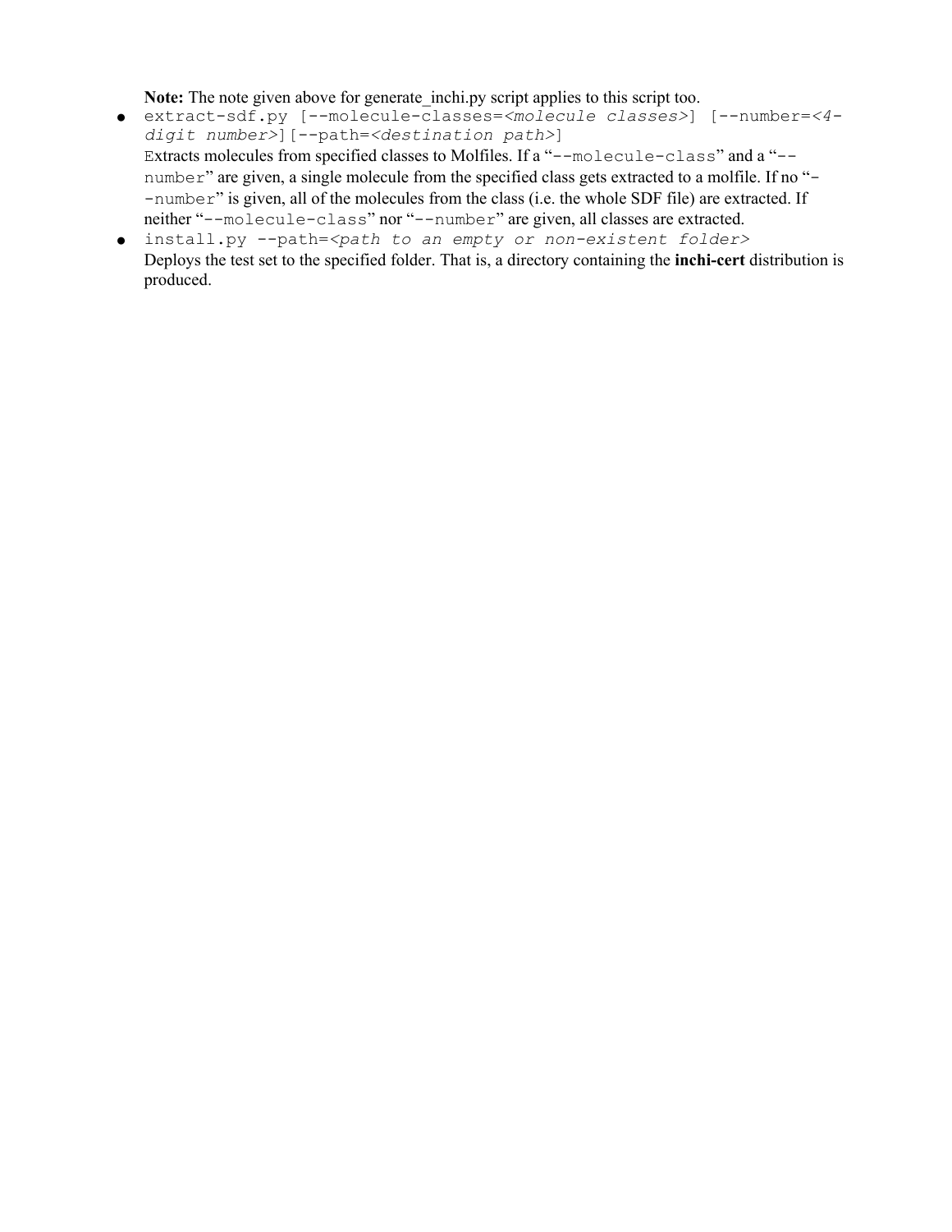**Note:** The note given above for generate_inchi.py script applies to this script too.

- `extract-sdf.py [--molecule-classes=<molecule classes>] [--number=<4-digit number>][--path=<destination path>]`
  Extracts molecules from specified classes to Molfiles. If a "`--molecule-class`" and a "`--number`" are given, a single molecule from the specified class gets extracted to a molfile. If no "`--number`" is given, all of the molecules from the class (i.e. the whole SDF file) are extracted. If neither "`--molecule-class`" nor "`--number`" are given, all classes are extracted.
- `install.py --path=<path to an empty or non-existent folder>`
  Deploys the test set to the specified folder. That is, a directory containing the **inchi-cert** distribution is produced.